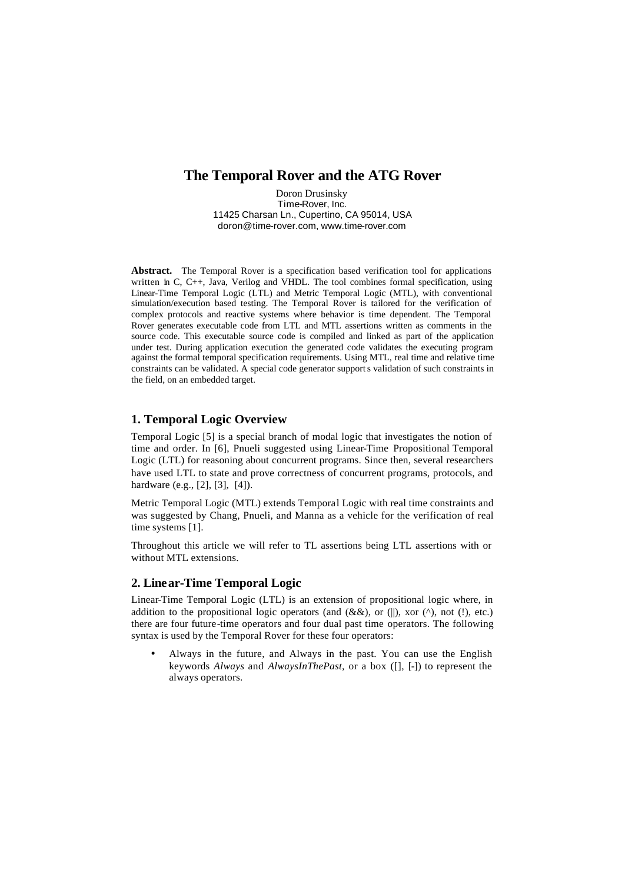# The Temporal Rover and the ATG Rover

Doron Drusinsky
Time-Rover, Inc.
11425 Charsan Ln., Cupertino, CA 95014, USA
doron@time-rover.com, www.time-rover.com

**Abstract.** The Temporal Rover is a specification based verification tool for applications written in C, C++, Java, Verilog and VHDL. The tool combines formal specification, using Linear-Time Temporal Logic (LTL) and Metric Temporal Logic (MTL), with conventional simulation/execution based testing. The Temporal Rover is tailored for the verification of complex protocols and reactive systems where behavior is time dependent. The Temporal Rover generates executable code from LTL and MTL assertions written as comments in the source code. This executable source code is compiled and linked as part of the application under test. During application execution the generated code validates the executing program against the formal temporal specification requirements. Using MTL, real time and relative time constraints can be validated. A special code generator supports validation of such constraints in the field, on an embedded target.

## 1. Temporal Logic Overview

Temporal Logic [5] is a special branch of modal logic that investigates the notion of time and order. In [6], Pnueli suggested using Linear-Time Propositional Temporal Logic (LTL) for reasoning about concurrent programs. Since then, several researchers have used LTL to state and prove correctness of concurrent programs, protocols, and hardware (e.g., [2], [3], [4]).

Metric Temporal Logic (MTL) extends Temporal Logic with real time constraints and was suggested by Chang, Pnueli, and Manna as a vehicle for the verification of real time systems [1].

Throughout this article we will refer to TL assertions being LTL assertions with or without MTL extensions.

## 2. Linear-Time Temporal Logic

Linear-Time Temporal Logic (LTL) is an extension of propositional logic where, in addition to the propositional logic operators (and (&&), or (||), xor (^), not (!), etc.) there are four future-time operators and four dual past time operators. The following syntax is used by the Temporal Rover for these four operators:

- Always in the future, and Always in the past. You can use the English keywords *Always* and *AlwaysInThePast*, or a box ([], [-]) to represent the always operators.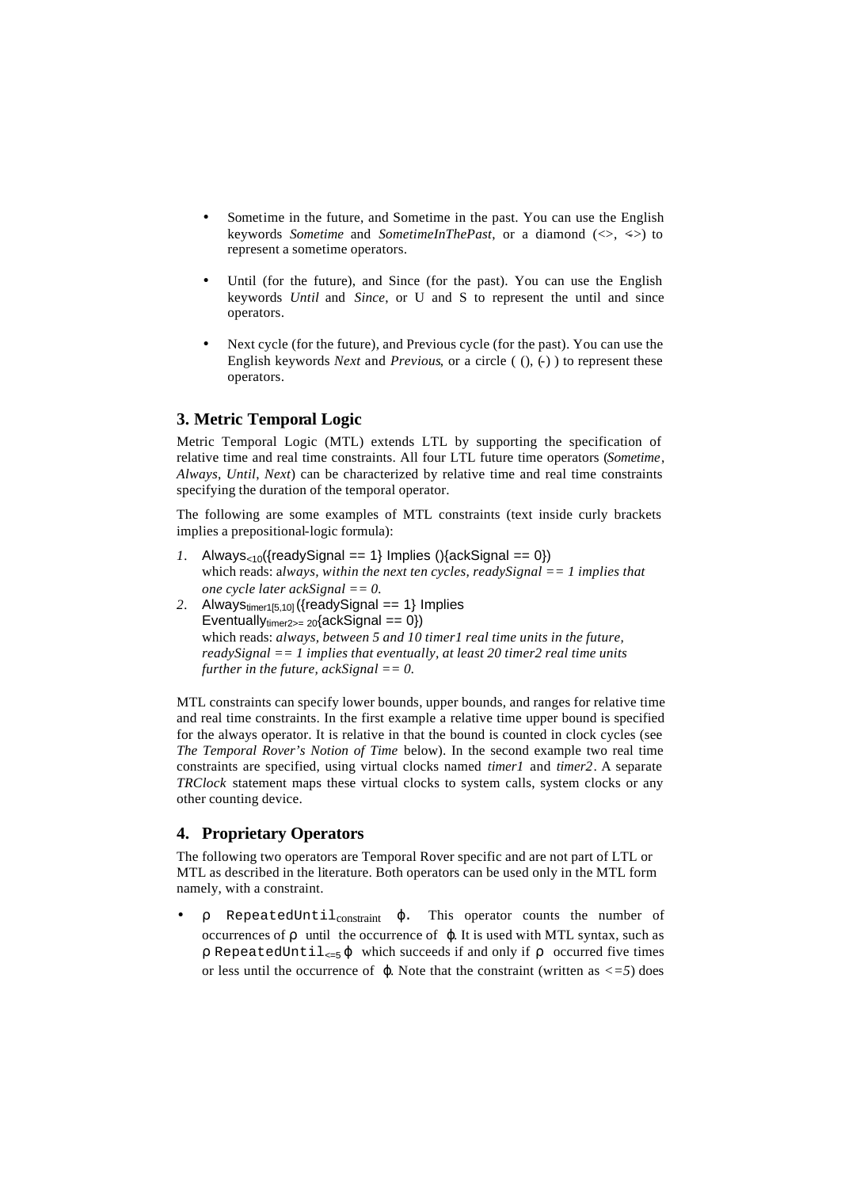- Sometime in the future, and Sometime in the past. You can use the English keywords *Sometime* and *SometimeInThePast*, or a diamond (<>, <->) to represent a sometime operators.

- Until (for the future), and Since (for the past). You can use the English keywords *Until* and *Since*, or U and S to represent the until and since operators.

- Next cycle (for the future), and Previous cycle (for the past). You can use the English keywords *Next* and *Previous*, or a circle ( (), (-) ) to represent these operators.

## 3. Metric Temporal Logic

Metric Temporal Logic (MTL) extends LTL by supporting the specification of relative time and real time constraints. All four LTL future time operators (*Sometime*, *Always*, *Until*, *Next*) can be characterized by relative time and real time constraints specifying the duration of the temporal operator.

The following are some examples of MTL constraints (text inside curly brackets implies a prepositional-logic formula):

1. $\text{Always}_{<10}$({readySignal == 1} Implies (){ackSignal == 0})
   which reads: a*lways, within the next ten cycles, readySignal == 1 implies that one cycle later ackSignal == 0.*
2. $\text{Always}_{\text{timer1}[5,10]}$ ({readySignal == 1} Implies $\text{Eventually}_{\text{timer2}>=20}${ackSignal == 0})
   which reads: *always, between 5 and 10 timer1 real time units in the future, readySignal == 1 implies that eventually, at least 20 timer2 real time units further in the future, ackSignal == 0.*

MTL constraints can specify lower bounds, upper bounds, and ranges for relative time and real time constraints. In the first example a relative time upper bound is specified for the always operator. It is relative in that the bound is counted in clock cycles (see *The Temporal Rover's Notion of Time* below). In the second example two real time constraints are specified, using virtual clocks named *timer1* and *timer2*. A separate *TRClock* statement maps these virtual clocks to system calls, system clocks or any other counting device.

## 4. Proprietary Operators

The following two operators are Temporal Rover specific and are not part of LTL or MTL as described in the literature. Both operators can be used only in the MTL form namely, with a constraint.

- $\rho$ $\texttt{RepeatedUntil}_{\text{constraint}}$ $\varphi$. This operator counts the number of occurrences of $\rho$ until the occurrence of $\varphi$. It is used with MTL syntax, such as $\rho$ $\texttt{RepeatedUntil}_{<=5}$ $\varphi$ which succeeds if and only if $\rho$ occurred five times or less until the occurrence of $\varphi$. Note that the constraint (written as *<=5*) does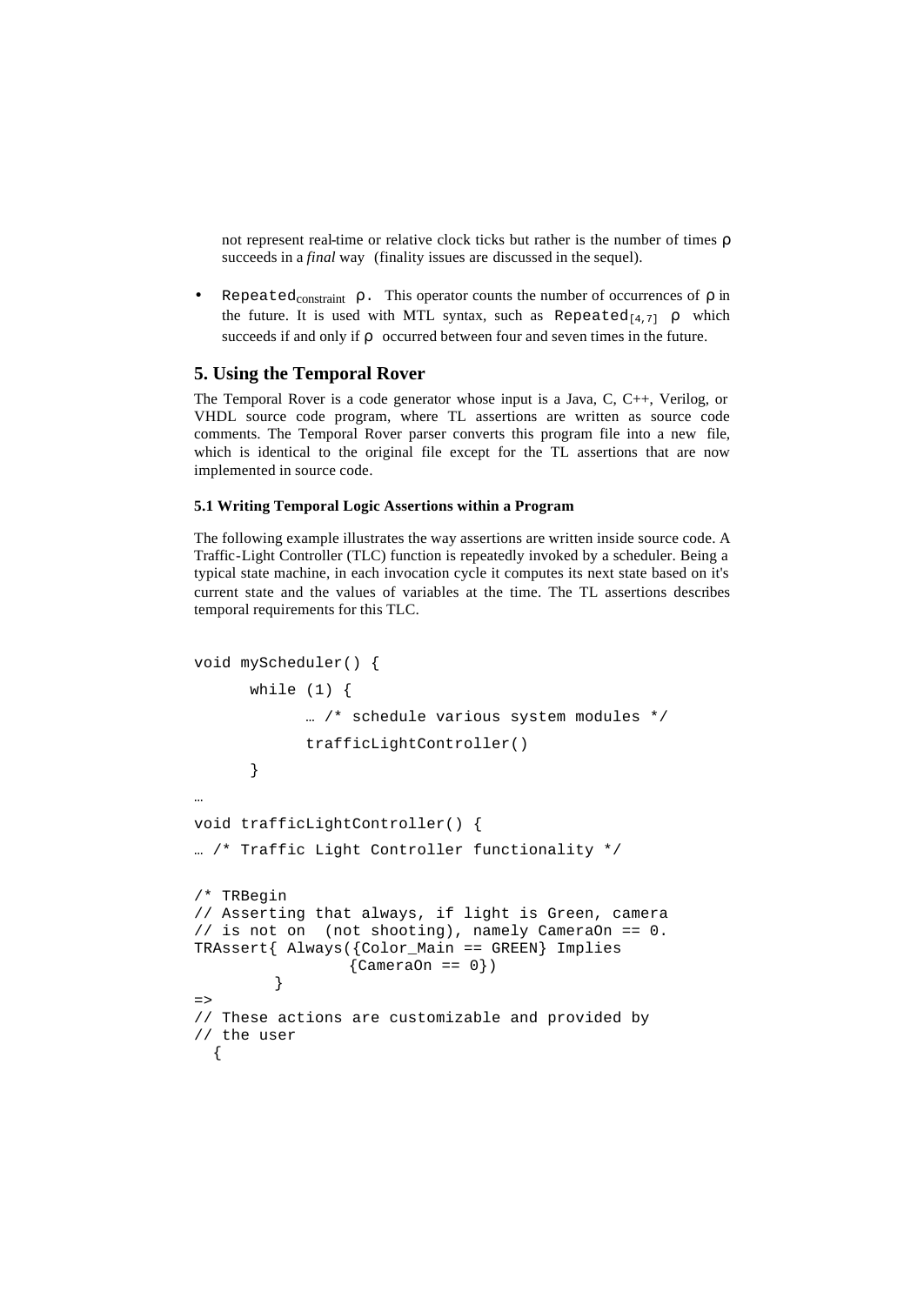not represent real-time or relative clock ticks but rather is the number of times ρ succeeds in a *final* way (finality issues are discussed in the sequel).

- `Repeated`$_{constraint}$ ρ. This operator counts the number of occurrences of ρ in the future. It is used with MTL syntax, such as `Repeated`$_{[4,7]}$ ρ which succeeds if and only if ρ occurred between four and seven times in the future.

## 5. Using the Temporal Rover

The Temporal Rover is a code generator whose input is a Java, C, C++, Verilog, or VHDL source code program, where TL assertions are written as source code comments. The Temporal Rover parser converts this program file into a new file, which is identical to the original file except for the TL assertions that are now implemented in source code.

### 5.1 Writing Temporal Logic Assertions within a Program

The following example illustrates the way assertions are written inside source code. A Traffic-Light Controller (TLC) function is repeatedly invoked by a scheduler. Being a typical state machine, in each invocation cycle it computes its next state based on it's current state and the values of variables at the time. The TL assertions describes temporal requirements for this TLC.

```
void myScheduler() {
      while (1) {
            … /* schedule various system modules */
            trafficLightController()
      }
…
void trafficLightController() {
… /* Traffic Light Controller functionality */

/* TRBegin
// Asserting that always, if light is Green, camera
// is not on  (not shooting), namely CameraOn == 0.
TRAssert{ Always({Color_Main == GREEN} Implies
                 {CameraOn == 0})
        }
=>
// These actions are customizable and provided by
// the user
  {
```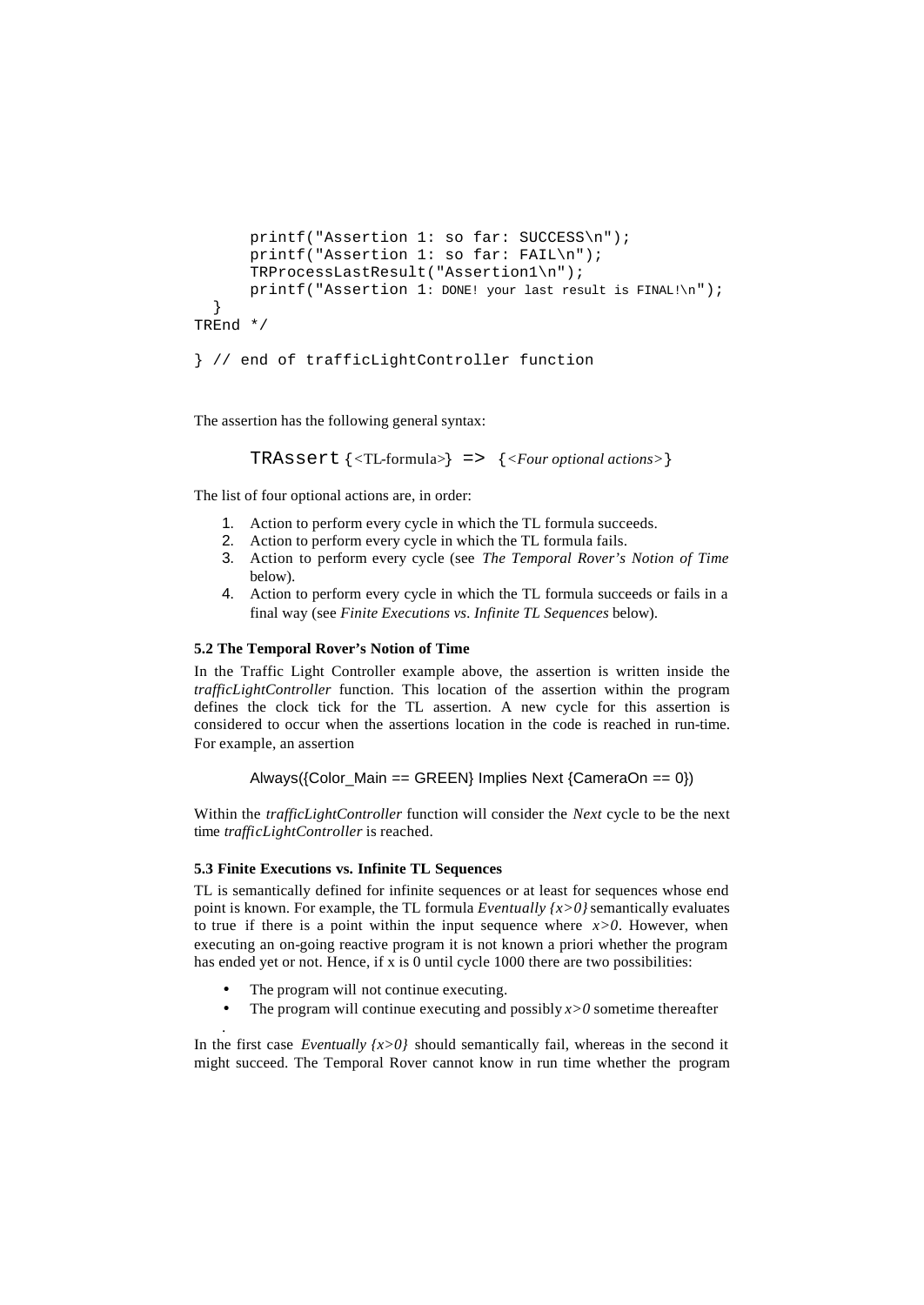```
      printf("Assertion 1: so far: SUCCESS\n");
      printf("Assertion 1: so far: FAIL\n");
      TRProcessLastResult("Assertion1\n");
      printf("Assertion 1: DONE! your last result is FINAL!\n");
  }
TREnd */

} // end of trafficLightController function
```

The assertion has the following general syntax:

`TRAssert` {<TL-formula>} `=>` {*<Four optional actions>*}

The list of four optional actions are, in order:

1. Action to perform every cycle in which the TL formula succeeds.
2. Action to perform every cycle in which the TL formula fails.
3. Action to perform every cycle (see *The Temporal Rover's Notion of Time* below).
4. Action to perform every cycle in which the TL formula succeeds or fails in a final way (see *Finite Executions vs. Infinite TL Sequences* below).

### 5.2 The Temporal Rover's Notion of Time

In the Traffic Light Controller example above, the assertion is written inside the *trafficLightController* function. This location of the assertion within the program defines the clock tick for the TL assertion. A new cycle for this assertion is considered to occur when the assertions location in the code is reached in run-time. For example, an assertion

Always({Color_Main == GREEN} Implies Next {CameraOn == 0})

Within the *trafficLightController* function will consider the *Next* cycle to be the next time *trafficLightController* is reached.

### 5.3 Finite Executions vs. Infinite TL Sequences

TL is semantically defined for infinite sequences or at least for sequences whose end point is known. For example, the TL formula *Eventually {x>0}* semantically evaluates to true if there is a point within the input sequence where $x>0$. However, when executing an on-going reactive program it is not known a priori whether the program has ended yet or not. Hence, if x is 0 until cycle 1000 there are two possibilities:

- The program will not continue executing.
- The program will continue executing and possibly $x>0$ sometime thereafter

.

In the first case *Eventually {x>0}* should semantically fail, whereas in the second it might succeed. The Temporal Rover cannot know in run time whether the program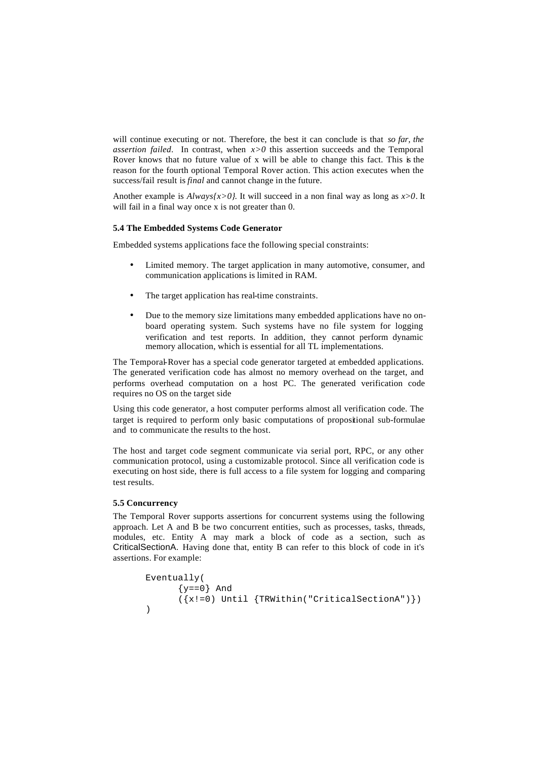will continue executing or not. Therefore, the best it can conclude is that *so far, the assertion failed*. In contrast, when $x>0$ this assertion succeeds and the Temporal Rover knows that no future value of x will be able to change this fact. This is the reason for the fourth optional Temporal Rover action. This action executes when the success/fail result is *final* and cannot change in the future.

Another example is *Always{x>0}*. It will succeed in a non final way as long as $x>0$. It will fail in a final way once x is not greater than 0.

### 5.4 The Embedded Systems Code Generator

Embedded systems applications face the following special constraints:

- Limited memory. The target application in many automotive, consumer, and communication applications is limited in RAM.
- The target application has real-time constraints.
- Due to the memory size limitations many embedded applications have no on-board operating system. Such systems have no file system for logging verification and test reports. In addition, they cannot perform dynamic memory allocation, which is essential for all TL implementations.

The Temporal-Rover has a special code generator targeted at embedded applications. The generated verification code has almost no memory overhead on the target, and performs overhead computation on a host PC. The generated verification code requires no OS on the target side

Using this code generator, a host computer performs almost all verification code. The target is required to perform only basic computations of propositional sub-formulae and to communicate the results to the host.

The host and target code segment communicate via serial port, RPC, or any other communication protocol, using a customizable protocol. Since all verification code is executing on host side, there is full access to a file system for logging and comparing test results.

### 5.5 Concurrency

The Temporal Rover supports assertions for concurrent systems using the following approach. Let A and B be two concurrent entities, such as processes, tasks, threads, modules, etc. Entity A may mark a block of code as a section, such as CriticalSectionA. Having done that, entity B can refer to this block of code in it's assertions. For example:

```
Eventually(
      {y==0} And
      ({x!=0) Until {TRWithin("CriticalSectionA")})
)
```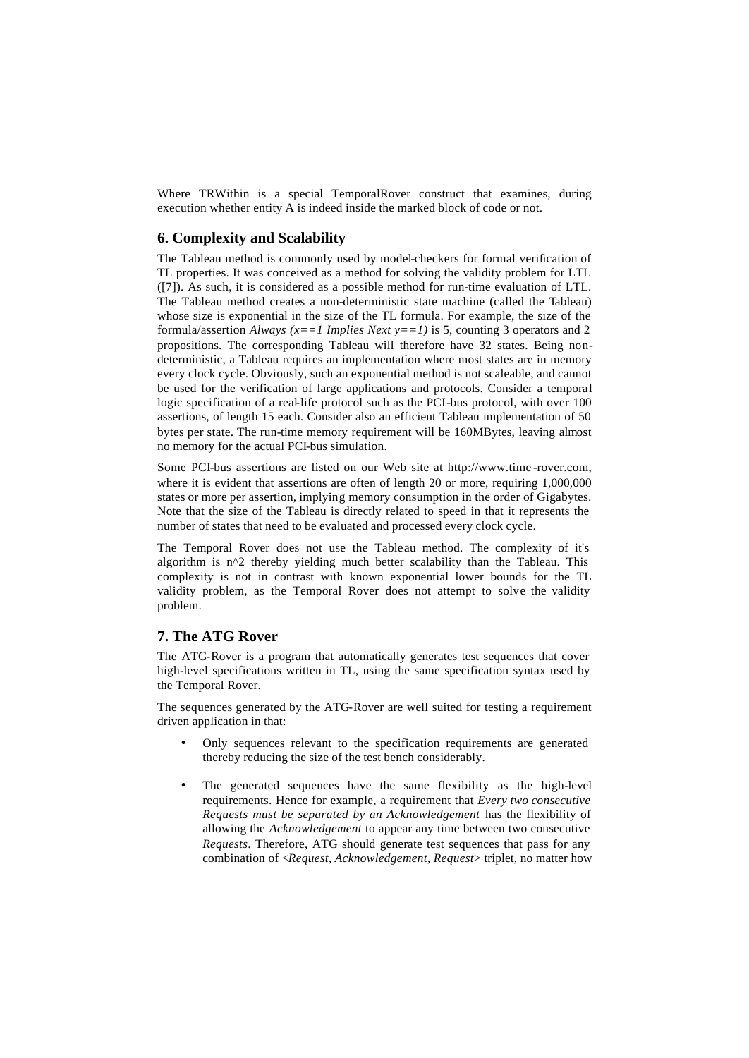Where TRWithin is a special TemporalRover construct that examines, during execution whether entity A is indeed inside the marked block of code or not.

## 6. Complexity and Scalability

The Tableau method is commonly used by model-checkers for formal verification of TL properties. It was conceived as a method for solving the validity problem for LTL ([7]). As such, it is considered as a possible method for run-time evaluation of LTL. The Tableau method creates a non-deterministic state machine (called the Tableau) whose size is exponential in the size of the TL formula. For example, the size of the formula/assertion *Always (x==1 Implies Next y==1)* is 5, counting 3 operators and 2 propositions. The corresponding Tableau will therefore have 32 states. Being non-deterministic, a Tableau requires an implementation where most states are in memory every clock cycle. Obviously, such an exponential method is not scaleable, and cannot be used for the verification of large applications and protocols. Consider a temporal logic specification of a real-life protocol such as the PCI-bus protocol, with over 100 assertions, of length 15 each. Consider also an efficient Tableau implementation of 50 bytes per state. The run-time memory requirement will be 160MBytes, leaving almost no memory for the actual PCI-bus simulation.

Some PCI-bus assertions are listed on our Web site at http://www.time-rover.com, where it is evident that assertions are often of length 20 or more, requiring 1,000,000 states or more per assertion, implying memory consumption in the order of Gigabytes. Note that the size of the Tableau is directly related to speed in that it represents the number of states that need to be evaluated and processed every clock cycle.

The Temporal Rover does not use the Tableau method. The complexity of it's algorithm is n^2 thereby yielding much better scalability than the Tableau. This complexity is not in contrast with known exponential lower bounds for the TL validity problem, as the Temporal Rover does not attempt to solve the validity problem.

## 7. The ATG Rover

The ATG-Rover is a program that automatically generates test sequences that cover high-level specifications written in TL, using the same specification syntax used by the Temporal Rover.

The sequences generated by the ATG-Rover are well suited for testing a requirement driven application in that:

- Only sequences relevant to the specification requirements are generated thereby reducing the size of the test bench considerably.

- The generated sequences have the same flexibility as the high-level requirements. Hence for example, a requirement that *Every two consecutive Requests must be separated by an Acknowledgement* has the flexibility of allowing the *Acknowledgement* to appear any time between two consecutive *Requests*. Therefore, ATG should generate test sequences that pass for any combination of <*Request, Acknowledgement, Request*> triplet, no matter how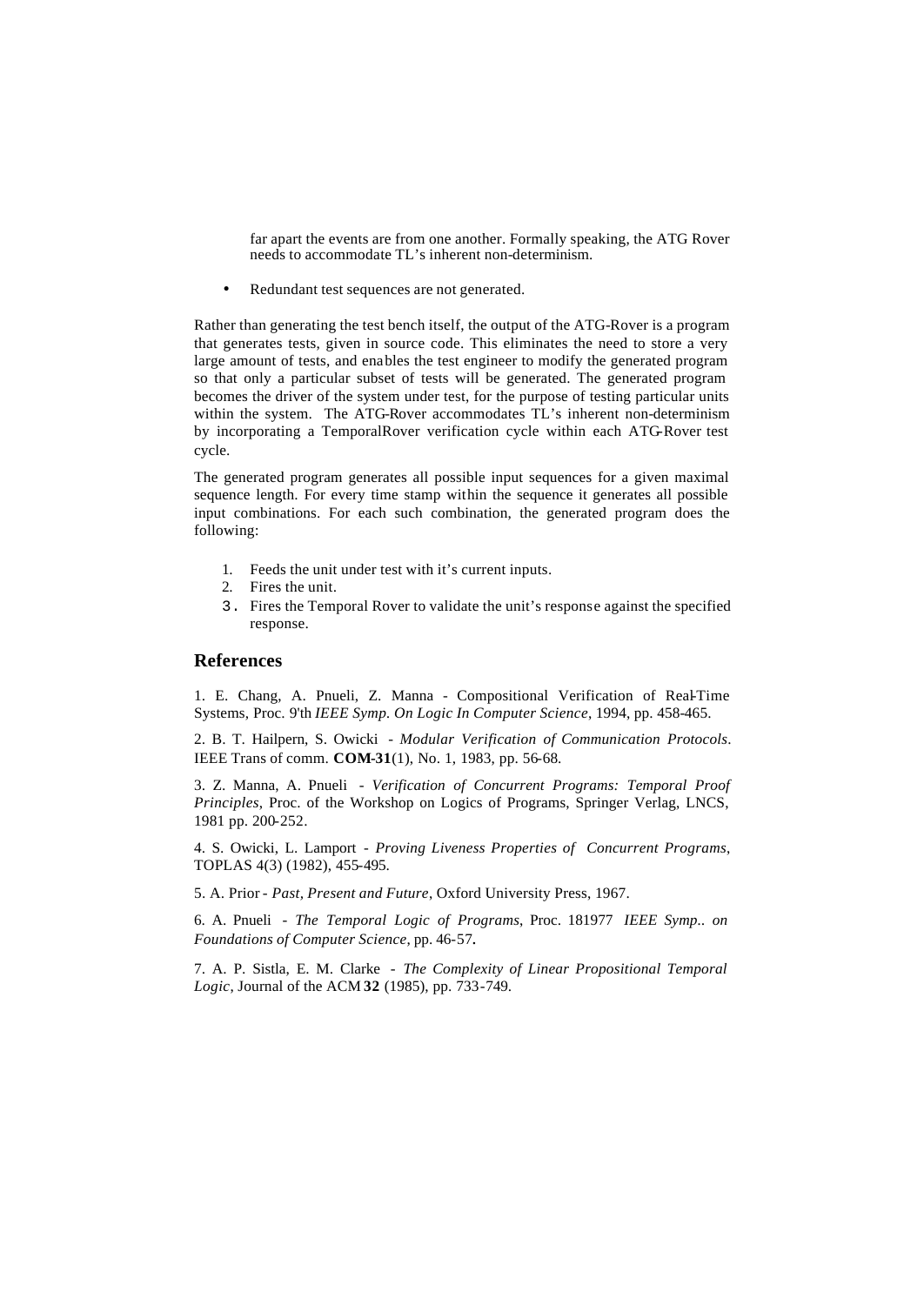far apart the events are from one another. Formally speaking, the ATG Rover needs to accommodate TL's inherent non-determinism.

- Redundant test sequences are not generated.

Rather than generating the test bench itself, the output of the ATG-Rover is a program that generates tests, given in source code. This eliminates the need to store a very large amount of tests, and enables the test engineer to modify the generated program so that only a particular subset of tests will be generated. The generated program becomes the driver of the system under test, for the purpose of testing particular units within the system. The ATG-Rover accommodates TL's inherent non-determinism by incorporating a TemporalRover verification cycle within each ATG-Rover test cycle.

The generated program generates all possible input sequences for a given maximal sequence length. For every time stamp within the sequence it generates all possible input combinations. For each such combination, the generated program does the following:

1. Feeds the unit under test with it's current inputs.
2. Fires the unit.
3. Fires the Temporal Rover to validate the unit's response against the specified response.

## References

1. E. Chang, A. Pnueli, Z. Manna - Compositional Verification of Real-Time Systems, Proc. 9'th *IEEE Symp. On Logic In Computer Science*, 1994, pp. 458-465.

2. B. T. Hailpern, S. Owicki - *Modular Verification of Communication Protocols*. IEEE Trans of comm. **COM-31**(1), No. 1, 1983, pp. 56-68.

3. Z. Manna, A. Pnueli - *Verification of Concurrent Programs: Temporal Proof Principles*, Proc. of the Workshop on Logics of Programs, Springer Verlag, LNCS, 1981 pp. 200-252.

4. S. Owicki, L. Lamport - *Proving Liveness Properties of Concurrent Programs*, TOPLAS 4(3) (1982), 455-495.

5. A. Prior - *Past, Present and Future*, Oxford University Press, 1967.

6. A. Pnueli - *The Temporal Logic of Programs*, Proc. 181977 *IEEE Symp.. on Foundations of Computer Science*, pp. 46-57.

7. A. P. Sistla, E. M. Clarke - *The Complexity of Linear Propositional Temporal Logic*, Journal of the ACM **32** (1985), pp. 733-749.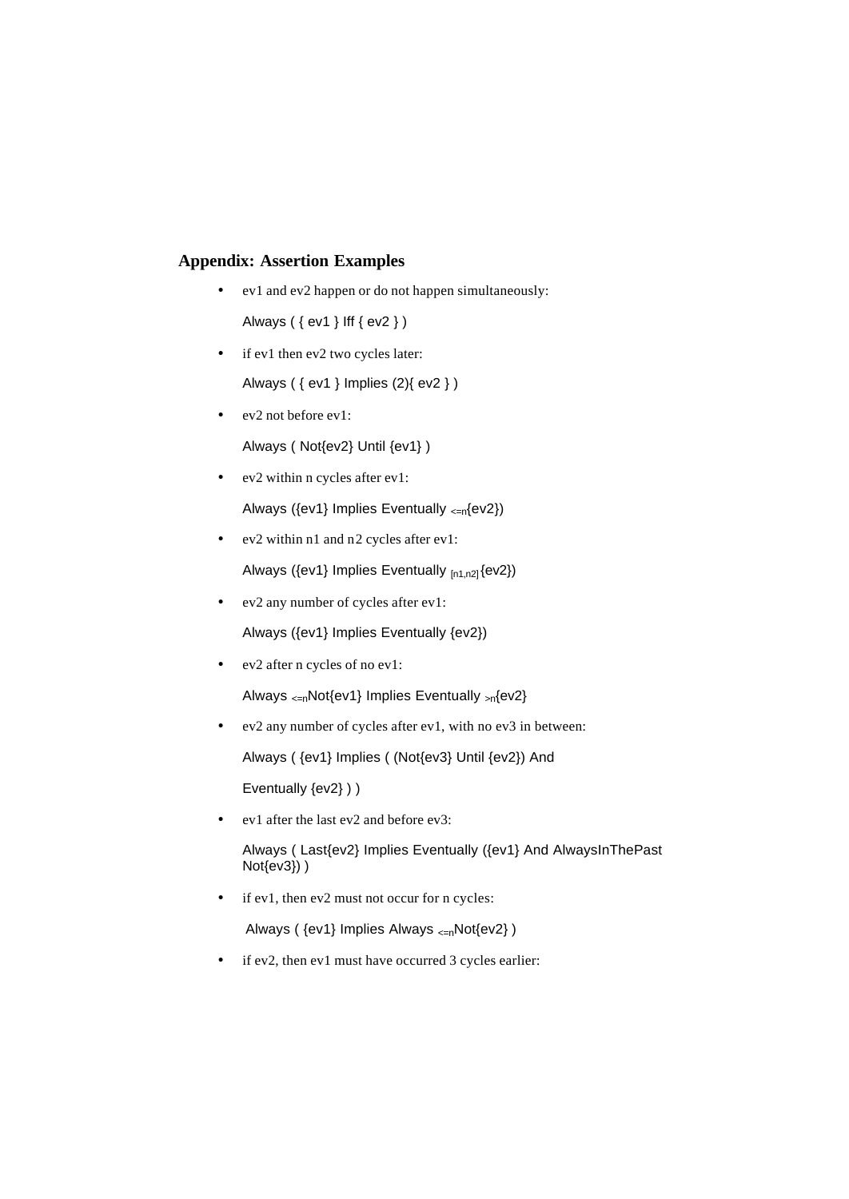## Appendix: Assertion Examples

- ev1 and ev2 happen or do not happen simultaneously:

  Always ( { ev1 } Iff { ev2 } )

- if ev1 then ev2 two cycles later:

  Always ( { ev1 } Implies (2){ ev2 } )

- ev2 not before ev1:

  Always ( Not{ev2} Until {ev1} )

- ev2 within n cycles after ev1:

  Always ({ev1} Implies Eventually $_{<=n}${ev2})

- ev2 within n1 and n2 cycles after ev1:

  Always ({ev1} Implies Eventually $_{[n1,n2]}${ev2})

- ev2 any number of cycles after ev1:

  Always ({ev1} Implies Eventually {ev2})

- ev2 after n cycles of no ev1:

  Always $_{<=n}$Not{ev1} Implies Eventually $_{>n}${ev2}

- ev2 any number of cycles after ev1, with no ev3 in between:

  Always ( {ev1} Implies ( (Not{ev3} Until {ev2}) And

  Eventually {ev2} ) )

- ev1 after the last ev2 and before ev3:

  Always ( Last{ev2} Implies Eventually ({ev1} And AlwaysInThePast Not{ev3}) )

- if ev1, then ev2 must not occur for n cycles:

  Always ( {ev1} Implies Always $_{<=n}$Not{ev2} )

- if ev2, then ev1 must have occurred 3 cycles earlier: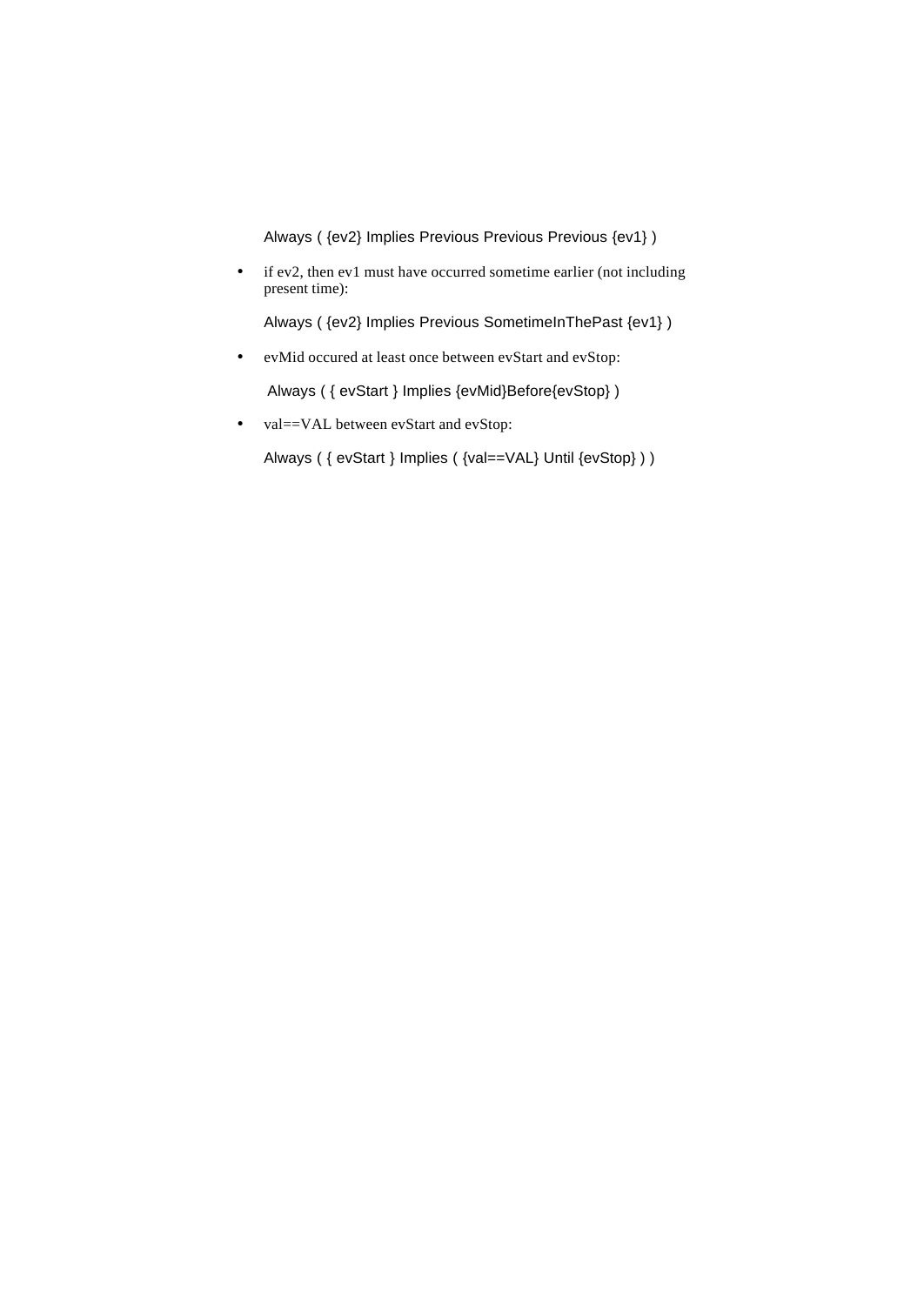```
Always ( {ev2} Implies Previous Previous Previous {ev1} )
```

- if ev2, then ev1 must have occurred sometime earlier (not including present time):

```
Always ( {ev2} Implies Previous SometimeInThePast {ev1} )
```

- evMid occured at least once between evStart and evStop:

```
Always ( { evStart } Implies {evMid}Before{evStop} )
```

- val==VAL between evStart and evStop:

```
Always ( { evStart } Implies ( {val==VAL} Until {evStop} ) )
```